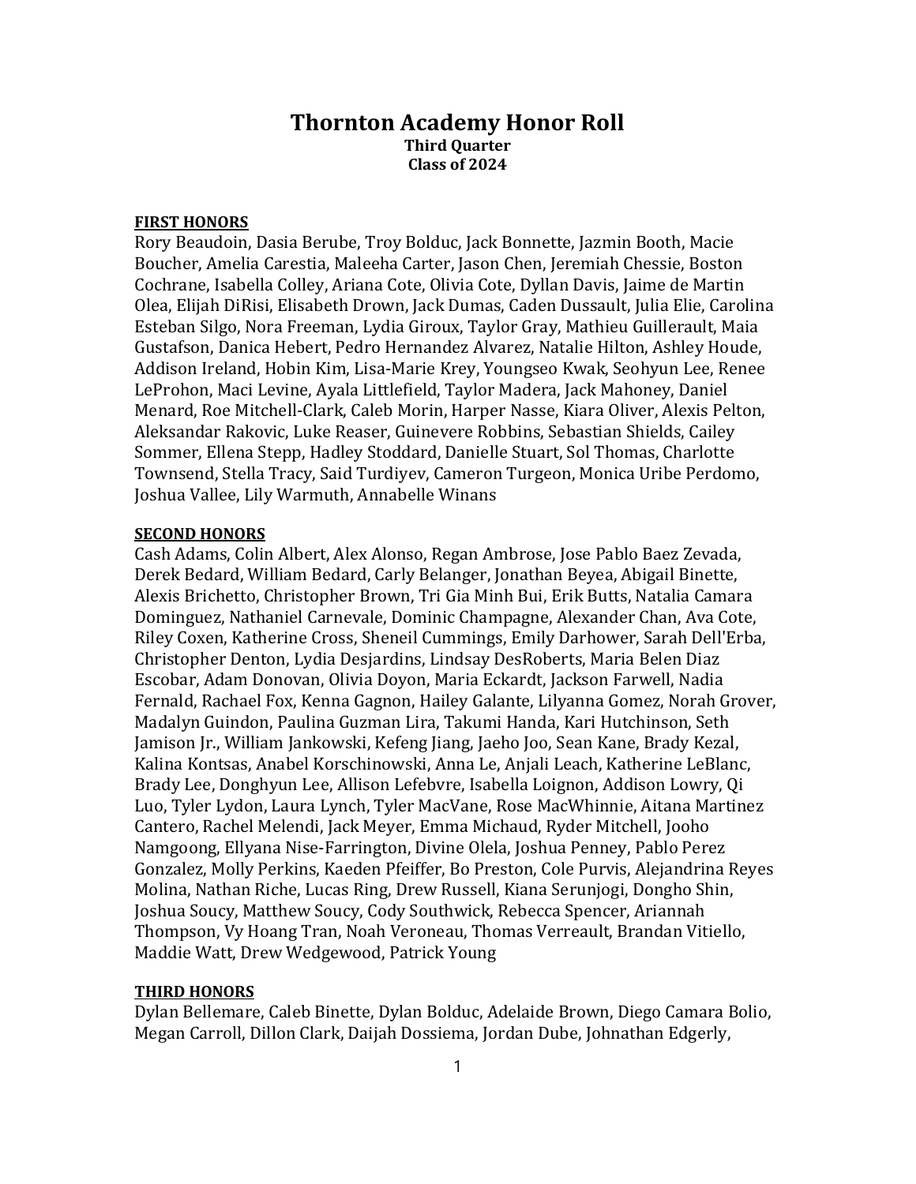# Thornton Academy Honor Roll

**Third Quarter**
**Class of 2024**

**FIRST HONORS**

Rory Beaudoin, Dasia Berube, Troy Bolduc, Jack Bonnette, Jazmin Booth, Macie Boucher, Amelia Carestia, Maleeha Carter, Jason Chen, Jeremiah Chessie, Boston Cochrane, Isabella Colley, Ariana Cote, Olivia Cote, Dyllan Davis, Jaime de Martin Olea, Elijah DiRisi, Elisabeth Drown, Jack Dumas, Caden Dussault, Julia Elie, Carolina Esteban Silgo, Nora Freeman, Lydia Giroux, Taylor Gray, Mathieu Guillerault, Maia Gustafson, Danica Hebert, Pedro Hernandez Alvarez, Natalie Hilton, Ashley Houde, Addison Ireland, Hobin Kim, Lisa-Marie Krey, Youngseo Kwak, Seohyun Lee, Renee LeProhon, Maci Levine, Ayala Littlefield, Taylor Madera, Jack Mahoney, Daniel Menard, Roe Mitchell-Clark, Caleb Morin, Harper Nasse, Kiara Oliver, Alexis Pelton, Aleksandar Rakovic, Luke Reaser, Guinevere Robbins, Sebastian Shields, Cailey Sommer, Ellena Stepp, Hadley Stoddard, Danielle Stuart, Sol Thomas, Charlotte Townsend, Stella Tracy, Said Turdiyev, Cameron Turgeon, Monica Uribe Perdomo, Joshua Vallee, Lily Warmuth, Annabelle Winans

**SECOND HONORS**

Cash Adams, Colin Albert, Alex Alonso, Regan Ambrose, Jose Pablo Baez Zevada, Derek Bedard, William Bedard, Carly Belanger, Jonathan Beyea, Abigail Binette, Alexis Brichetto, Christopher Brown, Tri Gia Minh Bui, Erik Butts, Natalia Camara Dominguez, Nathaniel Carnevale, Dominic Champagne, Alexander Chan, Ava Cote, Riley Coxen, Katherine Cross, Sheneil Cummings, Emily Darhower, Sarah Dell'Erba, Christopher Denton, Lydia Desjardins, Lindsay DesRoberts, Maria Belen Diaz Escobar, Adam Donovan, Olivia Doyon, Maria Eckardt, Jackson Farwell, Nadia Fernald, Rachael Fox, Kenna Gagnon, Hailey Galante, Lilyanna Gomez, Norah Grover, Madalyn Guindon, Paulina Guzman Lira, Takumi Handa, Kari Hutchinson, Seth Jamison Jr., William Jankowski, Kefeng Jiang, Jaeho Joo, Sean Kane, Brady Kezal, Kalina Kontsas, Anabel Korschinowski, Anna Le, Anjali Leach, Katherine LeBlanc, Brady Lee, Donghyun Lee, Allison Lefebvre, Isabella Loignon, Addison Lowry, Qi Luo, Tyler Lydon, Laura Lynch, Tyler MacVane, Rose MacWhinnie, Aitana Martinez Cantero, Rachel Melendi, Jack Meyer, Emma Michaud, Ryder Mitchell, Jooho Namgoong, Ellyana Nise-Farrington, Divine Olela, Joshua Penney, Pablo Perez Gonzalez, Molly Perkins, Kaeden Pfeiffer, Bo Preston, Cole Purvis, Alejandrina Reyes Molina, Nathan Riche, Lucas Ring, Drew Russell, Kiana Serunjogi, Dongho Shin, Joshua Soucy, Matthew Soucy, Cody Southwick, Rebecca Spencer, Ariannah Thompson, Vy Hoang Tran, Noah Veroneau, Thomas Verreault, Brandan Vitiello, Maddie Watt, Drew Wedgewood, Patrick Young

**THIRD HONORS**

Dylan Bellemare, Caleb Binette, Dylan Bolduc, Adelaide Brown, Diego Camara Bolio, Megan Carroll, Dillon Clark, Daijah Dossiema, Jordan Dube, Johnathan Edgerly,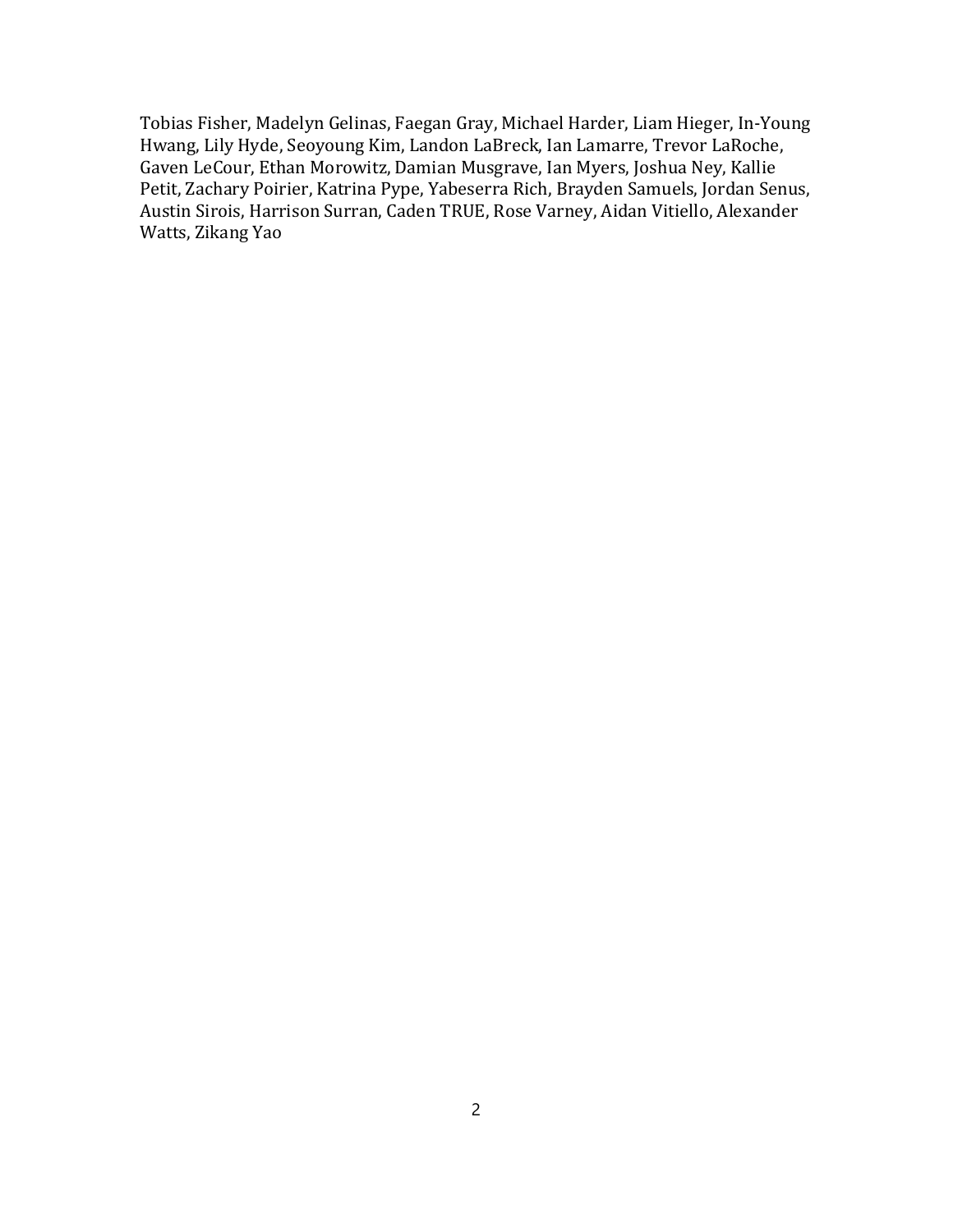Tobias Fisher, Madelyn Gelinas, Faegan Gray, Michael Harder, Liam Hieger, In-Young Hwang, Lily Hyde, Seoyoung Kim, Landon LaBreck, Ian Lamarre, Trevor LaRoche, Gaven LeCour, Ethan Morowitz, Damian Musgrave, Ian Myers, Joshua Ney, Kallie Petit, Zachary Poirier, Katrina Pype, Yabeserra Rich, Brayden Samuels, Jordan Senus, Austin Sirois, Harrison Surran, Caden TRUE, Rose Varney, Aidan Vitiello, Alexander Watts, Zikang Yao